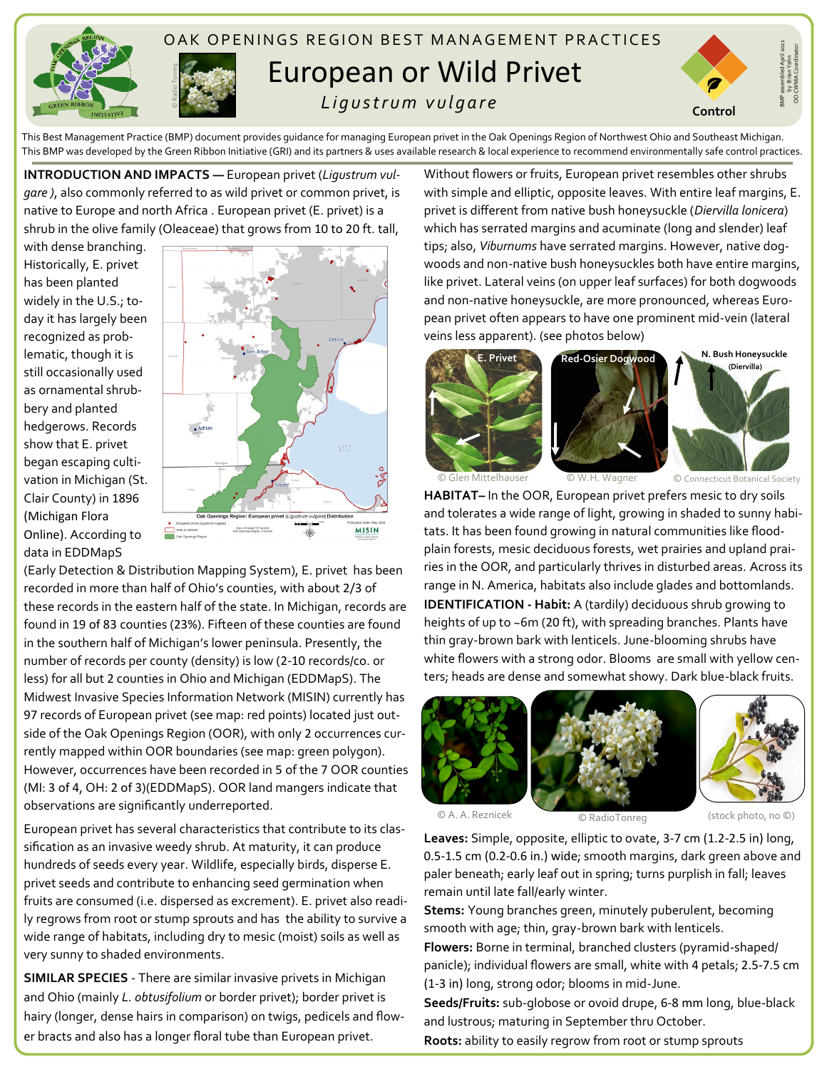# OAK OPENINGS REGION BEST MANAGEMENT PRACTICES

## European or Wild Privet

*Ligustrum vulgare*

Control

BMP assembled April 2021 by Brian Yahn OO CWMA Coordinator

This Best Management Practice (BMP) document provides guidance for managing European privet in the Oak Openings Region of Northwest Ohio and Southeast Michigan. This BMP was developed by the Green Ribbon Initiative (GRI) and its partners & uses available research & local experience to recommend environmentally safe control practices.

**INTRODUCTION AND IMPACTS —** European privet (*Ligustrum vulgare* ), also commonly referred to as wild privet or common privet, is native to Europe and north Africa . European privet (E. privet) is a shrub in the olive family (Oleaceae) that grows from 10 to 20 ft. tall, with dense branching. Historically, E. privet has been planted widely in the U.S.; today it has largely been recognized as problematic, though it is still occasionally used as ornamental shrubbery and planted hedgerows. Records show that E. privet began escaping cultivation in Michigan (St. Clair County) in 1896 (Michigan Flora Online). According to data in EDDMapS (Early Detection & Distribution Mapping System), E. privet has been recorded in more than half of Ohio's counties, with about 2/3 of these records in the eastern half of the state. In Michigan, records are found in 19 of 83 counties (23%). Fifteen of these counties are found in the southern half of Michigan's lower peninsula. Presently, the number of records per county (density) is low (2-10 records/co. or less) for all but 2 counties in Ohio and Michigan (EDDMapS). The Midwest Invasive Species Information Network (MISIN) currently has 97 records of European privet (see map: red points) located just outside of the Oak Openings Region (OOR), with only 2 occurrences currently mapped within OOR boundaries (see map: green polygon). However, occurrences have been recorded in 5 of the 7 OOR counties (MI: 3 of 4, OH: 2 of 3)(EDDMapS). OOR land mangers indicate that observations are significantly underreported.

Oak Openings Region: European privet (*Ligustrum vulgare*) Distribution

European privet has several characteristics that contribute to its classification as an invasive weedy shrub. At maturity, it can produce hundreds of seeds every year. Wildlife, especially birds, disperse E. privet seeds and contribute to enhancing seed germination when fruits are consumed (i.e. dispersed as excrement). E. privet also readily regrows from root or stump sprouts and has the ability to survive a wide range of habitats, including dry to mesic (moist) soils as well as very sunny to shaded environments.

**SIMILAR SPECIES** - There are similar invasive privets in Michigan and Ohio (mainly *L. obtusifolium* or border privet); border privet is hairy (longer, dense hairs in comparison) on twigs, pedicels and flower bracts and also has a longer floral tube than European privet.

Without flowers or fruits, European privet resembles other shrubs with simple and elliptic, opposite leaves. With entire leaf margins, E. privet is different from native bush honeysuckle (*Diervilla lonicera*) which has serrated margins and acuminate (long and slender) leaf tips; also, *Viburnums* have serrated margins. However, native dogwoods and non-native bush honeysuckles both have entire margins, like privet. Lateral veins (on upper leaf surfaces) for both dogwoods and non-native honeysuckle, are more pronounced, whereas European privet often appears to have one prominent mid-vein (lateral veins less apparent). (see photos below)

E. Privet — © Glen Mittelhauser | Red-Osier Dogwood — © W.H. Wagner | N. Bush Honeysuckle (Diervilla) — © Connecticut Botanical Society

**HABITAT–** In the OOR, European privet prefers mesic to dry soils and tolerates a wide range of light, growing in shaded to sunny habitats. It has been found growing in natural communities like floodplain forests, mesic deciduous forests, wet prairies and upland prairies in the OOR, and particularly thrives in disturbed areas. Across its range in N. America, habitats also include glades and bottomlands.

**IDENTIFICATION - Habit:** A (tardily) deciduous shrub growing to heights of up to ~6m (20 ft), with spreading branches. Plants have thin gray-brown bark with lenticels. June-blooming shrubs have white flowers with a strong odor. Blooms are small with yellow centers; heads are dense and somewhat showy. Dark blue-black fruits.

© A. A. Reznicek | © RadioTonreg | (stock photo, no ©)

**Leaves:** Simple, opposite, elliptic to ovate, 3-7 cm (1.2-2.5 in) long, 0.5-1.5 cm (0.2-0.6 in.) wide; smooth margins, dark green above and paler beneath; early leaf out in spring; turns purplish in fall; leaves remain until late fall/early winter.

**Stems:** Young branches green, minutely puberulent, becoming smooth with age; thin, gray-brown bark with lenticels.

**Flowers:** Borne in terminal, branched clusters (pyramid-shaped/ panicle); individual flowers are small, white with 4 petals; 2.5-7.5 cm (1-3 in) long, strong odor; blooms in mid-June.

**Seeds/Fruits:** sub-globose or ovoid drupe, 6-8 mm long, blue-black and lustrous; maturing in September thru October.

**Roots:** ability to easily regrow from root or stump sprouts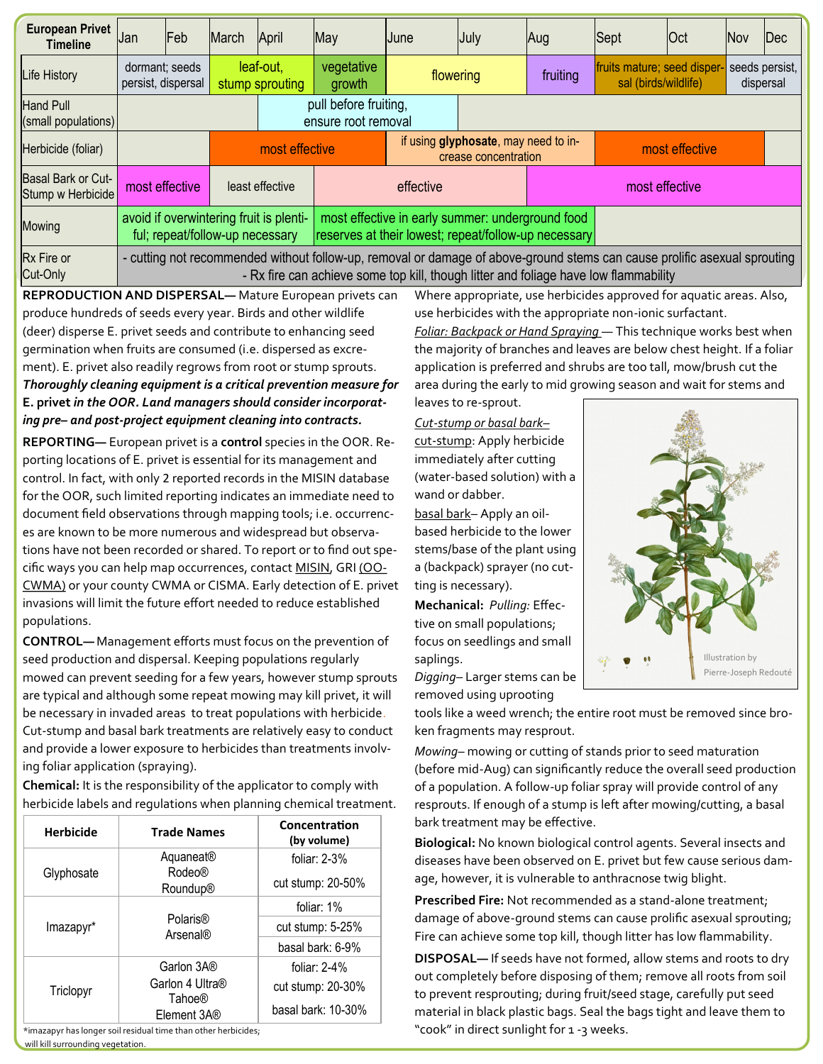| European Privet Timeline | Jan | Feb | March | April | May | June | July | Aug | Sept | Oct | Nov | Dec |
|---|---|---|---|---|---|---|---|---|---|---|---|---|
| Life History | dormant; seeds persist, dispersal | | leaf-out, stump sprouting | | vegetative growth | flowering | | fruiting | fruits mature; seed dispersal (birds/wildlife) | | seeds persist, dispersal | |
| Hand Pull (small populations) | | | | pull before fruiting, ensure root removal | | | | | | | | |
| Herbicide (foliar) | | | most effective | | | if using **glyphosate**, may need to increase concentration | | | most effective | | | |
| Basal Bark or Cut-Stump w Herbicide | most effective | | least effective | | effective | | | most effective | | | | |
| Mowing | avoid if overwintering fruit is plentiful; repeat/follow-up necessary | | | | most effective in early summer: underground food reserves at their lowest; repeat/follow-up necessary | | | | | | | |
| Rx Fire or Cut-Only | - cutting not recommended without follow-up, removal or damage of above-ground stems can cause prolific asexual sprouting - Rx fire can achieve some top kill, though litter and foliage have low flammability | | | | | | | | | | | |

**REPRODUCTION AND DISPERSAL—** Mature European privets can produce hundreds of seeds every year. Birds and other wildlife (deer) disperse E. privet seeds and contribute to enhancing seed germination when fruits are consumed (i.e. dispersed as excrement). E. privet also readily regrows from root or stump sprouts. ***Thoroughly cleaning equipment is a critical prevention measure for E. privet*** *in the OOR*. ***Land managers should consider incorporating pre– and post-project equipment cleaning into contracts.***

**REPORTING—** European privet is a **control** species in the OOR. Reporting locations of E. privet is essential for its management and control. In fact, with only 2 reported records in the MISIN database for the OOR, such limited reporting indicates an immediate need to document field observations through mapping tools; i.e. occurrences are known to be more numerous and widespread but observations have not been recorded or shared. To report or to find out specific ways you can help map occurrences, contact MISIN, GRI (OOCWMA) or your county CWMA or CISMA. Early detection of E. privet invasions will limit the future effort needed to reduce established populations.

**CONTROL—** Management efforts must focus on the prevention of seed production and dispersal. Keeping populations regularly mowed can prevent seeding for a few years, however stump sprouts are typical and although some repeat mowing may kill privet, it will be necessary in invaded areas to treat populations with herbicide. Cut-stump and basal bark treatments are relatively easy to conduct and provide a lower exposure to herbicides than treatments involving foliar application (spraying).

**Chemical:** It is the responsibility of the applicator to comply with herbicide labels and regulations when planning chemical treatment.

| Herbicide | Trade Names | Concentration (by volume) |
|---|---|---|
| Glyphosate | Aquaneat® Rodeo® Roundup® | foliar: 2-3% |
| | | cut stump: 20-50% |
| Imazapyr* | Polaris® Arsenal® | foliar: 1% |
| | | cut stump: 5-25% |
| | | basal bark: 6-9% |
| Triclopyr | Garlon 3A® Garlon 4 Ultra® Tahoe® Element 3A® | foliar: 2-4% |
| | | cut stump: 20-30% |
| | | basal bark: 10-30% |

*imazapyr has longer soil residual time than other herbicides; will kill surrounding vegetation.

Where appropriate, use herbicides approved for aquatic areas. Also, use herbicides with the appropriate non-ionic surfactant.

*Foliar: Backpack or Hand Spraying* — This technique works best when the majority of branches and leaves are below chest height. If a foliar application is preferred and shrubs are too tall, mow/brush cut the area during the early to mid growing season and wait for stems and leaves to re-sprout.

*Cut-stump or basal bark*–

cut-stump: Apply herbicide immediately after cutting (water-based solution) with a wand or dabber.

basal bark– Apply an oil-based herbicide to the lower stems/base of the plant using a (backpack) sprayer (no cutting is necessary).

**Mechanical:** *Pulling:* Effective on small populations; focus on seedlings and small saplings.

*Digging*– Larger stems can be removed using uprooting tools like a weed wrench; the entire root must be removed since broken fragments may resprout.

*Mowing*– mowing or cutting of stands prior to seed maturation (before mid-Aug) can significantly reduce the overall seed production of a population. A follow-up foliar spray will provide control of any resprouts. If enough of a stump is left after mowing/cutting, a basal bark treatment may be effective.

Illustration by Pierre-Joseph Redouté

**Biological:** No known biological control agents. Several insects and diseases have been observed on E. privet but few cause serious damage, however, it is vulnerable to anthracnose twig blight.

**Prescribed Fire:** Not recommended as a stand-alone treatment; damage of above-ground stems can cause prolific asexual sprouting; Fire can achieve some top kill, though litter has low flammability.

**DISPOSAL—** If seeds have not formed, allow stems and roots to dry out completely before disposing of them; remove all roots from soil to prevent resprouting; during fruit/seed stage, carefully put seed material in black plastic bags. Seal the bags tight and leave them to "cook" in direct sunlight for 1 -3 weeks.